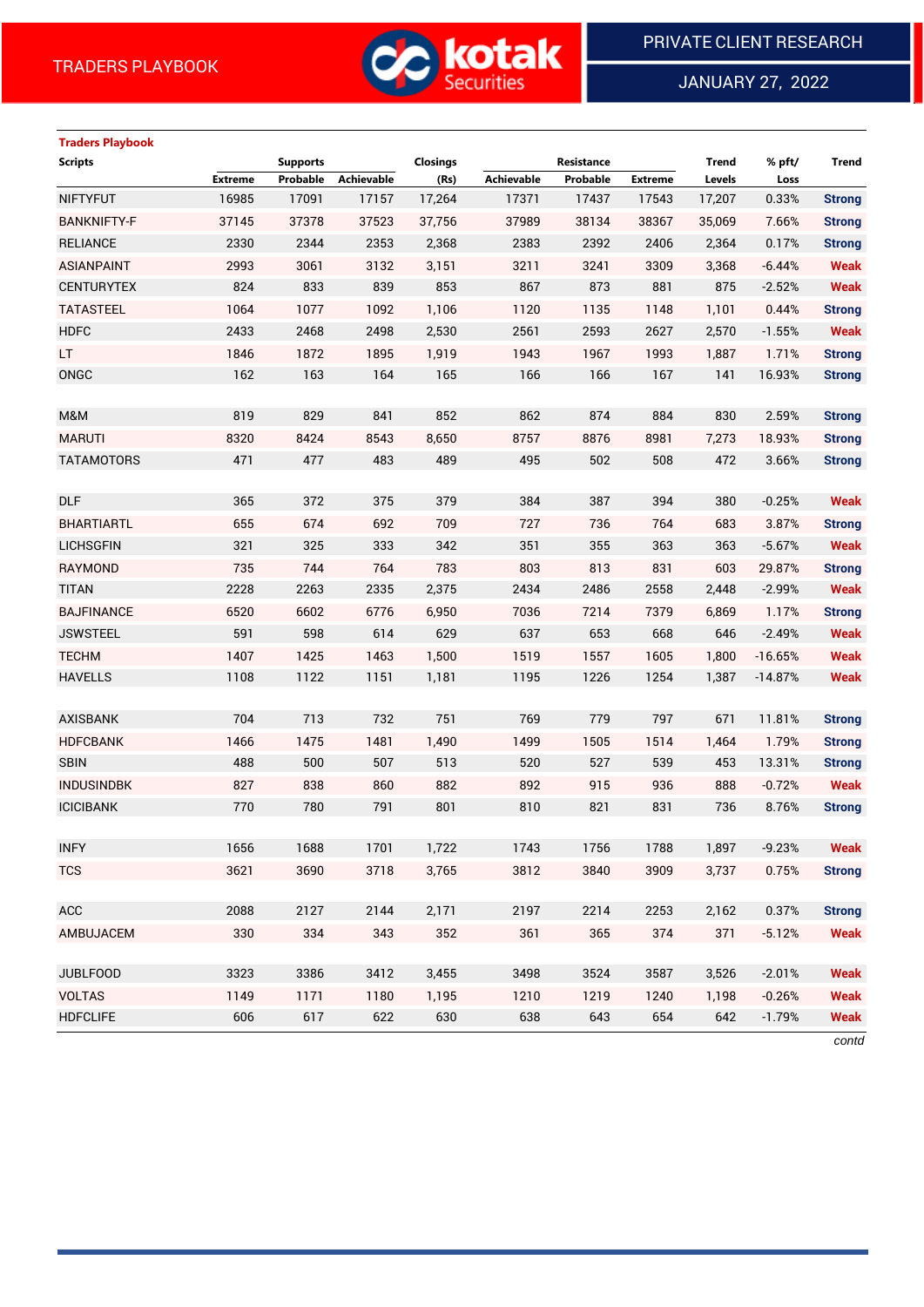TRADERS PLAYBOOK

PRIVATE CLIENT RESEARCH

JANUARY 27, 2022

**Traders Playbook**

| Scripts | Supports | | | Closings | Resistance | | | Trend | % pft/ | Trend |
|---|---|---|---|---|---|---|---|---|---|---|
| | Extreme | Probable | Achievable | (Rs) | Achievable | Probable | Extreme | Levels | Loss | |
| NIFTYFUT | 16985 | 17091 | 17157 | 17,264 | 17371 | 17437 | 17543 | 17,207 | 0.33% | Strong |
| BANKNIFTY-F | 37145 | 37378 | 37523 | 37,756 | 37989 | 38134 | 38367 | 35,069 | 7.66% | Strong |
| RELIANCE | 2330 | 2344 | 2353 | 2,368 | 2383 | 2392 | 2406 | 2,364 | 0.17% | Strong |
| ASIANPAINT | 2993 | 3061 | 3132 | 3,151 | 3211 | 3241 | 3309 | 3,368 | -6.44% | Weak |
| CENTURYTEX | 824 | 833 | 839 | 853 | 867 | 873 | 881 | 875 | -2.52% | Weak |
| TATASTEEL | 1064 | 1077 | 1092 | 1,106 | 1120 | 1135 | 1148 | 1,101 | 0.44% | Strong |
| HDFC | 2433 | 2468 | 2498 | 2,530 | 2561 | 2593 | 2627 | 2,570 | -1.55% | Weak |
| LT | 1846 | 1872 | 1895 | 1,919 | 1943 | 1967 | 1993 | 1,887 | 1.71% | Strong |
| ONGC | 162 | 163 | 164 | 165 | 166 | 166 | 167 | 141 | 16.93% | Strong |
| | | | | | | | | | | |
| M&M | 819 | 829 | 841 | 852 | 862 | 874 | 884 | 830 | 2.59% | Strong |
| MARUTI | 8320 | 8424 | 8543 | 8,650 | 8757 | 8876 | 8981 | 7,273 | 18.93% | Strong |
| TATAMOTORS | 471 | 477 | 483 | 489 | 495 | 502 | 508 | 472 | 3.66% | Strong |
| | | | | | | | | | | |
| DLF | 365 | 372 | 375 | 379 | 384 | 387 | 394 | 380 | -0.25% | Weak |
| BHARTIARTL | 655 | 674 | 692 | 709 | 727 | 736 | 764 | 683 | 3.87% | Strong |
| LICHSGFIN | 321 | 325 | 333 | 342 | 351 | 355 | 363 | 363 | -5.67% | Weak |
| RAYMOND | 735 | 744 | 764 | 783 | 803 | 813 | 831 | 603 | 29.87% | Strong |
| TITAN | 2228 | 2263 | 2335 | 2,375 | 2434 | 2486 | 2558 | 2,448 | -2.99% | Weak |
| BAJFINANCE | 6520 | 6602 | 6776 | 6,950 | 7036 | 7214 | 7379 | 6,869 | 1.17% | Strong |
| JSWSTEEL | 591 | 598 | 614 | 629 | 637 | 653 | 668 | 646 | -2.49% | Weak |
| TECHM | 1407 | 1425 | 1463 | 1,500 | 1519 | 1557 | 1605 | 1,800 | -16.65% | Weak |
| HAVELLS | 1108 | 1122 | 1151 | 1,181 | 1195 | 1226 | 1254 | 1,387 | -14.87% | Weak |
| | | | | | | | | | | |
| AXISBANK | 704 | 713 | 732 | 751 | 769 | 779 | 797 | 671 | 11.81% | Strong |
| HDFCBANK | 1466 | 1475 | 1481 | 1,490 | 1499 | 1505 | 1514 | 1,464 | 1.79% | Strong |
| SBIN | 488 | 500 | 507 | 513 | 520 | 527 | 539 | 453 | 13.31% | Strong |
| INDUSINDBK | 827 | 838 | 860 | 882 | 892 | 915 | 936 | 888 | -0.72% | Weak |
| ICICIBANK | 770 | 780 | 791 | 801 | 810 | 821 | 831 | 736 | 8.76% | Strong |
| | | | | | | | | | | |
| INFY | 1656 | 1688 | 1701 | 1,722 | 1743 | 1756 | 1788 | 1,897 | -9.23% | Weak |
| TCS | 3621 | 3690 | 3718 | 3,765 | 3812 | 3840 | 3909 | 3,737 | 0.75% | Strong |
| | | | | | | | | | | |
| ACC | 2088 | 2127 | 2144 | 2,171 | 2197 | 2214 | 2253 | 2,162 | 0.37% | Strong |
| AMBUJACEM | 330 | 334 | 343 | 352 | 361 | 365 | 374 | 371 | -5.12% | Weak |
| | | | | | | | | | | |
| JUBLFOOD | 3323 | 3386 | 3412 | 3,455 | 3498 | 3524 | 3587 | 3,526 | -2.01% | Weak |
| VOLTAS | 1149 | 1171 | 1180 | 1,195 | 1210 | 1219 | 1240 | 1,198 | -0.26% | Weak |
| HDFCLIFE | 606 | 617 | 622 | 630 | 638 | 643 | 654 | 642 | -1.79% | Weak |

*contd*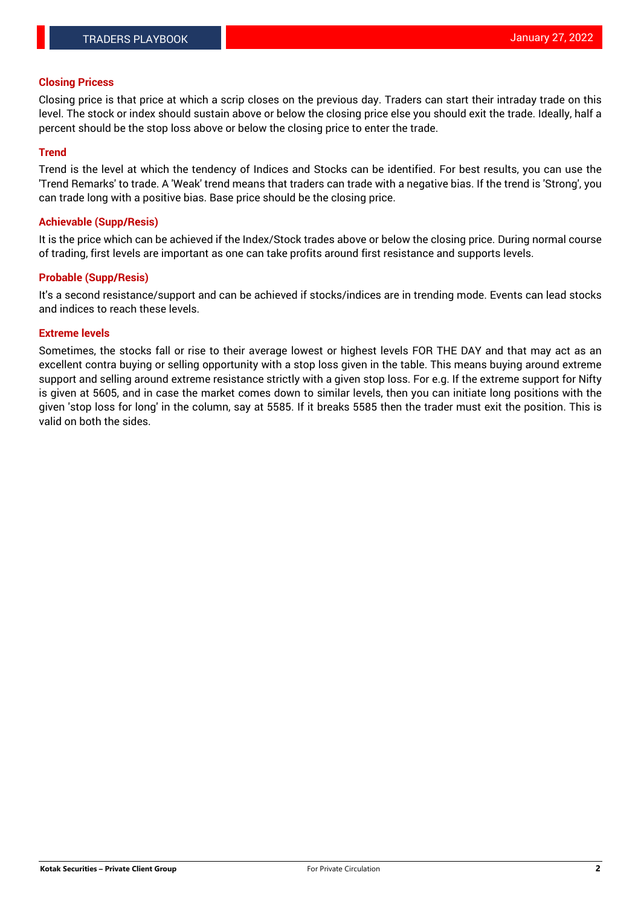## Closing Pricess

Closing price is that price at which a scrip closes on the previous day. Traders can start their intraday trade on this level. The stock or index should sustain above or below the closing price else you should exit the trade. Ideally, half a percent should be the stop loss above or below the closing price to enter the trade.

## Trend

Trend is the level at which the tendency of Indices and Stocks can be identified. For best results, you can use the 'Trend Remarks' to trade. A 'Weak' trend means that traders can trade with a negative bias. If the trend is 'Strong', you can trade long with a positive bias. Base price should be the closing price.

## Achievable (Supp/Resis)

It is the price which can be achieved if the Index/Stock trades above or below the closing price. During normal course of trading, first levels are important as one can take profits around first resistance and supports levels.

## Probable (Supp/Resis)

It's a second resistance/support and can be achieved if stocks/indices are in trending mode. Events can lead stocks and indices to reach these levels.

## Extreme levels

Sometimes, the stocks fall or rise to their average lowest or highest levels FOR THE DAY and that may act as an excellent contra buying or selling opportunity with a stop loss given in the table. This means buying around extreme support and selling around extreme resistance strictly with a given stop loss. For e.g. If the extreme support for Nifty is given at 5605, and in case the market comes down to similar levels, then you can initiate long positions with the given 'stop loss for long' in the column, say at 5585. If it breaks 5585 then the trader must exit the position. This is valid on both the sides.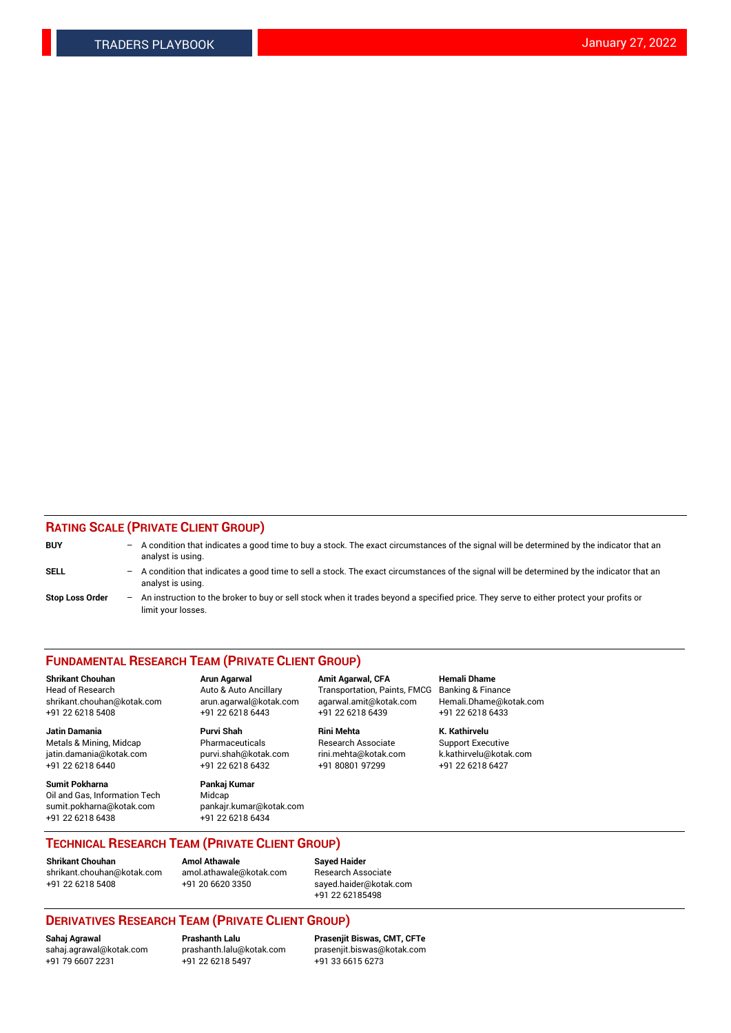## RATING SCALE (PRIVATE CLIENT GROUP)

**BUY** – A condition that indicates a good time to buy a stock. The exact circumstances of the signal will be determined by the indicator that an analyst is using.

**SELL** – A condition that indicates a good time to sell a stock. The exact circumstances of the signal will be determined by the indicator that an analyst is using.

**Stop Loss Order** – An instruction to the broker to buy or sell stock when it trades beyond a specified price. They serve to either protect your profits or limit your losses.

## FUNDAMENTAL RESEARCH TEAM (PRIVATE CLIENT GROUP)

**Shrikant Chouhan**
Head of Research
shrikant.chouhan@kotak.com
+91 22 6218 5408

**Arun Agarwal**
Auto & Auto Ancillary
arun.agarwal@kotak.com
+91 22 6218 6443

**Amit Agarwal, CFA**
Transportation, Paints, FMCG
agarwal.amit@kotak.com
+91 22 6218 6439

**Hemali Dhame**
Banking & Finance
Hemali.Dhame@kotak.com
+91 22 6218 6433

**Jatin Damania**
Metals & Mining, Midcap
jatin.damania@kotak.com
+91 22 6218 6440

**Purvi Shah**
Pharmaceuticals
purvi.shah@kotak.com
+91 22 6218 6432

**Rini Mehta**
Research Associate
rini.mehta@kotak.com
+91 80801 97299

**K. Kathirvelu**
Support Executive
k.kathirvelu@kotak.com
+91 22 6218 6427

**Sumit Pokharna**
Oil and Gas, Information Tech
sumit.pokharna@kotak.com
+91 22 6218 6438

**Pankaj Kumar**
Midcap
pankajr.kumar@kotak.com
+91 22 6218 6434

## TECHNICAL RESEARCH TEAM (PRIVATE CLIENT GROUP)

**Shrikant Chouhan**
shrikant.chouhan@kotak.com
+91 22 6218 5408

**Amol Athawale**
amol.athawale@kotak.com
+91 20 6620 3350

**Sayed Haider**
Research Associate
sayed.haider@kotak.com
+91 22 62185498

## DERIVATIVES RESEARCH TEAM (PRIVATE CLIENT GROUP)

**Sahaj Agrawal**
sahaj.agrawal@kotak.com
+91 79 6607 2231

**Prashanth Lalu**
prashanth.lalu@kotak.com
+91 22 6218 5497

**Prasenjit Biswas, CMT, CFTe**
prasenjit.biswas@kotak.com
+91 33 6615 6273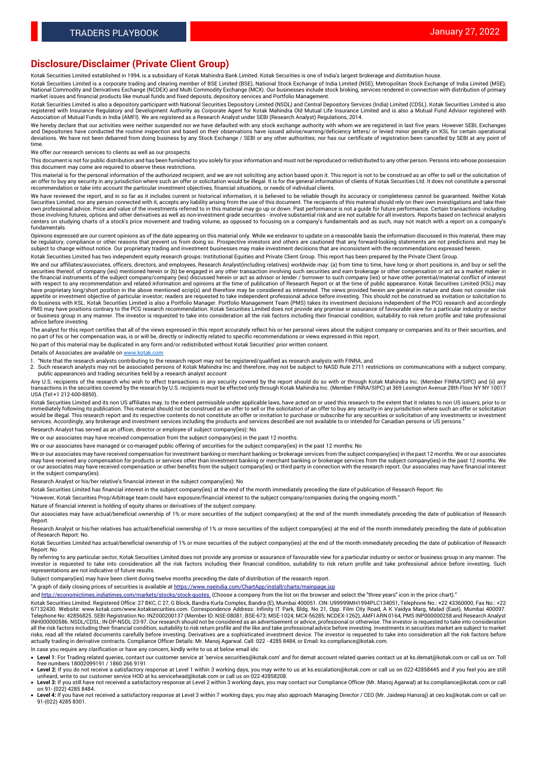# Disclosure/Disclaimer (Private Client Group)

Kotak Securities Limited established in 1994, is a subsidiary of Kotak Mahindra Bank Limited. Kotak Securities is one of India's largest brokerage and distribution house.

Kotak Securities Limited is a corporate trading and clearing member of BSE Limited (BSE), National Stock Exchange of India Limited (NSE), Metropolitan Stock Exchange of India Limited (MSE), National Commodity and Derivatives Exchange (NCDEX) and Multi Commodity Exchange (MCX). Our businesses include stock broking, services rendered in connection with distribution of primary market issues and financial products like mutual funds and fixed deposits, depository services and Portfolio Management.

Kotak Securities Limited is also a depository participant with National Securities Depository Limited (NSDL) and Central Depository Services (India) Limited (CDSL). Kotak Securities Limited is also registered with Insurance Regulatory and Development Authority as Corporate Agent for Kotak Mahindra Old Mutual Life Insurance Limited and is also a Mutual Fund Advisor registered with Association of Mutual Funds in India (AMFI). We are registered as a Research Analyst under SEBI (Research Analyst) Regulations, 2014.

We hereby declare that our activities were neither suspended nor we have defaulted with any stock exchange authority with whom we are registered in last five years. However SEBI, Exchanges and Depositories have conducted the routine inspection and based on their observations have issued advise/warning/deficiency letters/ or levied minor penalty on KSL for certain operational deviations. We have not been debarred from doing business by any Stock Exchange / SEBI or any other authorities; nor has our certificate of registration been cancelled by SEBI at any point of time.

We offer our research services to clients as well as our prospects.

This document is not for public distribution and has been furnished to you solely for your information and must not be reproduced or redistributed to any other person. Persons into whose possession this document may come are required to observe these restrictions.

This material is for the personal information of the authorized recipient, and we are not soliciting any action based upon it. This report is not to be construed as an offer to sell or the solicitation of an offer to buy any security in any jurisdiction where such an offer or solicitation would be illegal. It is for the general information of clients of Kotak Securities Ltd. It does not constitute a personal recommendation or take into account the particular investment objectives, financial situations, or needs of individual clients.

We have reviewed the report, and in so far as it includes current or historical information, it is believed to be reliable though its accuracy or completeness cannot be guaranteed. Neither Kotak Securities Limited, nor any person connected with it, accepts any liability arising from the use of this document. The recipients of this material should rely on their own investigations and take their own professional advice. Price and value of the investments referred to in this material may go up or down. Past performance is not a guide for future performance. Certain transactions -including those involving futures, options and other derivatives as well as non-investment grade securities - involve substantial risk and are not suitable for all investors. Reports based on technical analysis centers on studying charts of a stock's price movement and trading volume, as opposed to focusing on a company's fundamentals and as such, may not match with a report on a company's fundamentals.

Opinions expressed are our current opinions as of the date appearing on this material only. While we endeavor to update on a reasonable basis the information discussed in this material, there may be regulatory, compliance or other reasons that prevent us from doing so. Prospective investors and others are cautioned that any forward-looking statements are not predictions and may be subject to change without notice. Our proprietary trading and investment businesses may make investment decisions that are inconsistent with the recommendations expressed herein.

Kotak Securities Limited has two independent equity research groups: Institutional Equities and Private Client Group. This report has been prepared by the Private Client Group.

We and our affiliates/associates, officers, directors, and employees, Research Analyst(including relatives) worldwide may: (a) from time to time, have long or short positions in, and buy or sell the securities thereof, of company (ies) mentioned herein or (b) be engaged in any other transaction involving such securities and earn brokerage or other compensation or act as a market maker in the financial instruments of the subject company/company (ies) discussed herein or act as advisor or lender / borrower to such company (ies) or have other potential/material conflict of interest with respect to any recommendation and related information and opinions at the time of publication of Research Report or at the time of public appearance. Kotak Securities Limited (KSL) may have proprietary long/short position in the above mentioned scrip(s) and therefore may be considered as interested. The views provided herein are general in nature and does not consider risk appetite or investment objective of particular investor; readers are requested to take independent professional advice before investing. This should not be construed as invitation or solicitation to do business with KSL. Kotak Securities Limited is also a Portfolio Manager. Portfolio Management Team (PMS) takes its investment decisions independent of the PCG research and accordingly PMS may have positions contrary to the PCG research recommendation. Kotak Securities Limited does not provide any promise or assurance of favourable view for a particular industry or sector or business group in any manner. The investor is requested to take into consideration all the risk factors including their financial condition, suitability to risk return profile and take professional advice before investing.

The analyst for this report certifies that all of the views expressed in this report accurately reflect his or her personal views about the subject company or companies and its or their securities, and no part of his or her compensation was, is or will be, directly or indirectly related to specific recommendations or views expressed in this report.

No part of this material may be duplicated in any form and/or redistributed without Kotak Securities' prior written consent.

Details of Associates are available on www.kotak.com

1. "Note that the research analysts contributing to the research report may not be registered/qualified as research analysts with FINRA; and
2. Such research analysts may not be associated persons of Kotak Mahindra Inc and therefore, may not be subject to NASD Rule 2711 restrictions on communications with a subject company, public appearances and trading securities held by a research analyst account

Any U.S. recipients of the research who wish to effect transactions in any security covered by the report should do so with or through Kotak Mahindra Inc. (Member FINRA/SIPC) and (ii) any transactions in the securities covered by the research by U.S. recipients must be effected only through Kotak Mahindra Inc. (Member FINRA/SIPC) at 369 Lexington Avenue 28th Floor NY NY 10017 USA (Tel:+1 212-600-8850).

Kotak Securities Limited and its non US affiliates may, to the extent permissible under applicable laws, have acted on or used this research to the extent that it relates to non US issuers, prior to or immediately following its publication. This material should not be construed as an offer to sell or the solicitation of an offer to buy any security in any jurisdiction where such an offer or solicitation would be illegal. This research report and its respective contents do not constitute an offer or invitation to purchase or subscribe for any securities or solicitation of any investments or investment services. Accordingly, any brokerage and investment services including the products and services described are not available to or intended for Canadian persons or US persons."

Research Analyst has served as an officer, director or employee of subject company(ies): No

We or our associates may have received compensation from the subject company(ies) in the past 12 months.

We or our associates have managed or co-managed public offering of securities for the subject company(ies) in the past 12 months: No

We or our associates may have received compensation for investment banking or merchant banking or brokerage services from the subject company(ies) in the past 12 months. We or our associates may have received any compensation for products or services other than investment banking or merchant banking or brokerage services from the subject company(ies) in the past 12 months. We or our associates may have received compensation or other benefits from the subject company(ies) or third party in connection with the research report. Our associates may have financial interest in the subject company(ies).

Research Analyst or his/her relative's financial interest in the subject company(ies): No

Kotak Securities Limited has financial interest in the subject company(ies) at the end of the month immediately preceding the date of publication of Research Report: No

"However, Kotak Securities Prop/Arbitrage team could have exposure/financial interest to the subject company/companies during the ongoing month."

Nature of financial interest is holding of equity shares or derivatives of the subject company.

Our associates may have actual/beneficial ownership of 1% or more securities of the subject company(ies) at the end of the month immediately preceding the date of publication of Research Report.

Research Analyst or his/her relatives has actual/beneficial ownership of 1% or more securities of the subject company(ies) at the end of the month immediately preceding the date of publication of Research Report: No.

Kotak Securities Limited has actual/beneficial ownership of 1% or more securities of the subject company(ies) at the end of the month immediately preceding the date of publication of Research Report: No

By referring to any particular sector, Kotak Securities Limited does not provide any promise or assurance of favourable view for a particular industry or sector or business group in any manner. The investor is requested to take into consideration all the risk factors including their financial condition, suitability to risk return profile and take professional advice before investing. Such representations are not indicative of future results.

Subject company(ies) may have been client during twelve months preceding the date of distribution of the research report.

"A graph of daily closing prices of securities is available at https://www.nseindia.com/ChartApp/install/charts/mainpage.jsp

and http://economictimes.indiatimes.com/markets/stocks/stock-quotes. (Choose a company from the list on the browser and select the "three years" icon in the price chart)."

Kotak Securities Limited. Registered Office: 27 BKC, C 27, G Block, Bandra Kurla Complex, Bandra (E), Mumbai 400051. CIN: U99999MH1994PLC134051, Telephone No.: +22 43360000, Fax No.: +22 67132430. Website: www.kotak.com/www.kotaksecurities.com. Correspondence Address: Infinity IT Park, Bldg. No 21, Opp. Film City Road, A K Vaidya Marg, Malad (East), Mumbai 400097. Telephone No: 42856825. SEBI Registration No: INZ000200137 (Member ID: NSE-08081; BSE-673; MSE-1024; MCX-56285; NCDEX-1262), AMFI ARN 0164, PMS INP000000258 and Research Analyst INH000000586. NSDL/CDSL: IN-DP-NSDL-23-97. Our research should not be considered as an advertisement or advice, professional or otherwise. The investor is requested to take into consideration all the risk factors including their financial condition, suitability to risk return profile and the like and take professional advice before investing. Investments in securities market are subject to market risks, read all the related documents carefully before investing. Derivatives are a sophisticated investment device. The investor is requested to take into consideration all the risk factors before actually trading in derivative contracts. Compliance Officer Details: Mr. Manoj Agarwal. Call: 022 - 4285 8484, or Email: ks.compliance@kotak.com.

In case you require any clarification or have any concern, kindly write to us at below email ids:

- **Level 1**: For Trading related queries, contact our customer service at 'service.securities@kotak.com' and for demat account related queries contact us at ks.demat@kotak.com or call us on: Toll free numbers 18002099191 / 1860 266 9191
- **Level 2:** If you do not receive a satisfactory response at Level 1 within 3 working days, you may write to us at ks.escalation@kotak.com or call us on 022-42858445 and if you feel you are still unheard, write to our customer service HOD at ks.servicehead@kotak.com or call us on 022-42858208.
- **Level 3:** If you still have not received a satisfactory response at Level 2 within 3 working days, you may contact our Compliance Officer (Mr. Manoj Agarwal) at ks.compliance@kotak.com or call on 91-(022) 4285 8484.
- **Level 4:** If you have not received a satisfactory response at Level 3 within 7 working days, you may also approach Managing Director / CEO (Mr. Jaideep Hansraj) at ceo.ks@kotak.com or call on 91-(022) 4285 8301.